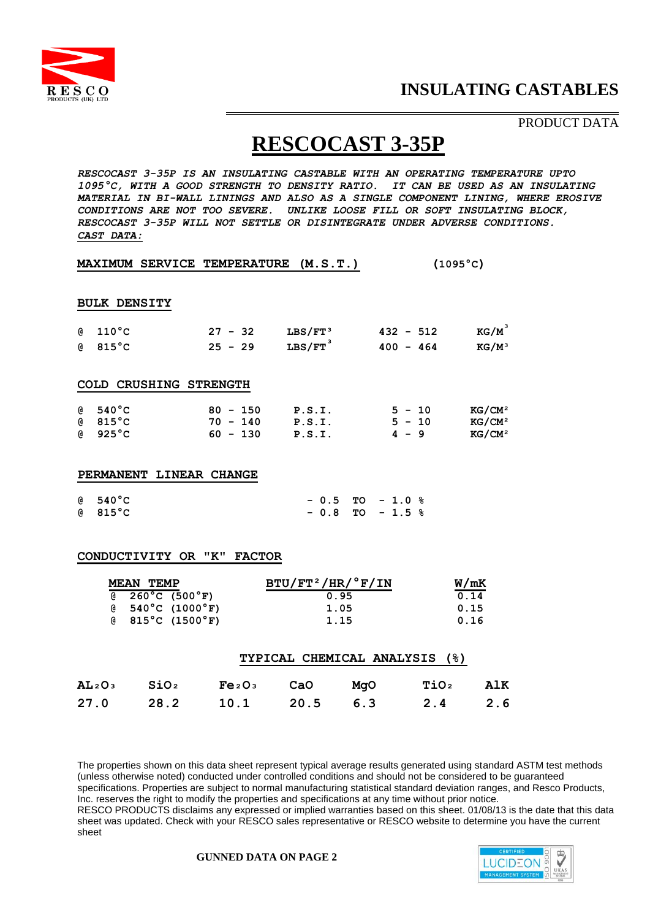# INSULATING CASTABLES

PRODUCT DATA

# RESCOCAST 3-35P

*RESCOCAST 3-35P IS AN INSULATING CASTABLE WITH AN OPERATING TEMPERATURE UPTO 1095°C, WITH A GOOD STRENGTH TO DENSITY RATIO. IT CAN BE USED AS AN INSULATING MATERIAL IN BI-WALL LININGS AND ALSO AS A SINGLE COMPONENT LINING, WHERE EROSIVE CONDITIONS ARE NOT TOO SEVERE. UNLIKE LOOSE FILL OR SOFT INSULATING BLOCK, RESCOCAST 3-35P WILL NOT SETTLE OR DISINTEGRATE UNDER ADVERSE CONDITIONS.*

*CAST DATA:*

**MAXIMUM SERVICE TEMPERATURE (M.S.T.)** (1095°C)

**BULK DENSITY**

| | | | | |
|---|---|---|---|---|
| @ 110°C | 27 - 32 | $LBS/FT^3$ | 432 - 512 | $KG/M^3$ |
| @ 815°C | 25 - 29 | $LBS/FT^3$ | 400 - 464 | $KG/M^3$ |

**COLD CRUSHING STRENGTH**

| | | | | |
|---|---|---|---|---|
| @ 540°C | 80 - 150 | P.S.I. | 5 - 10 | $KG/CM^2$ |
| @ 815°C | 70 - 140 | P.S.I. | 5 - 10 | $KG/CM^2$ |
| @ 925°C | 60 - 130 | P.S.I. | 4 - 9 | $KG/CM^2$ |

**PERMANENT LINEAR CHANGE**

| | |
|---|---|
| @ 540°C | - 0.5 TO - 1.0 % |
| @ 815°C | - 0.8 TO - 1.5 % |

**CONDUCTIVITY OR "K" FACTOR**

| MEAN TEMP | $BTU/FT^2/HR/°F/IN$ | W/mK |
|---|---|---|
| @ 260°C (500°F) | 0.95 | 0.14 |
| @ 540°C (1000°F) | 1.05 | 0.15 |
| @ 815°C (1500°F) | 1.15 | 0.16 |

**TYPICAL CHEMICAL ANALYSIS (%)**

| $AL_2O_3$ | $SiO_2$ | $Fe_2O_3$ | CaO | MgO | $TiO_2$ | AlK |
|---|---|---|---|---|---|---|
| 27.0 | 28.2 | 10.1 | 20.5 | 6.3 | 2.4 | 2.6 |

The properties shown on this data sheet represent typical average results generated using standard ASTM test methods (unless otherwise noted) conducted under controlled conditions and should not be considered to be guaranteed specifications. Properties are subject to normal manufacturing statistical standard deviation ranges, and Resco Products, Inc. reserves the right to modify the properties and specifications at any time without prior notice.
RESCO PRODUCTS disclaims any expressed or implied warranties based on this sheet. 01/08/13 is the date that this data sheet was updated. Check with your RESCO sales representative or RESCO website to determine you have the current sheet

**GUNNED DATA ON PAGE 2**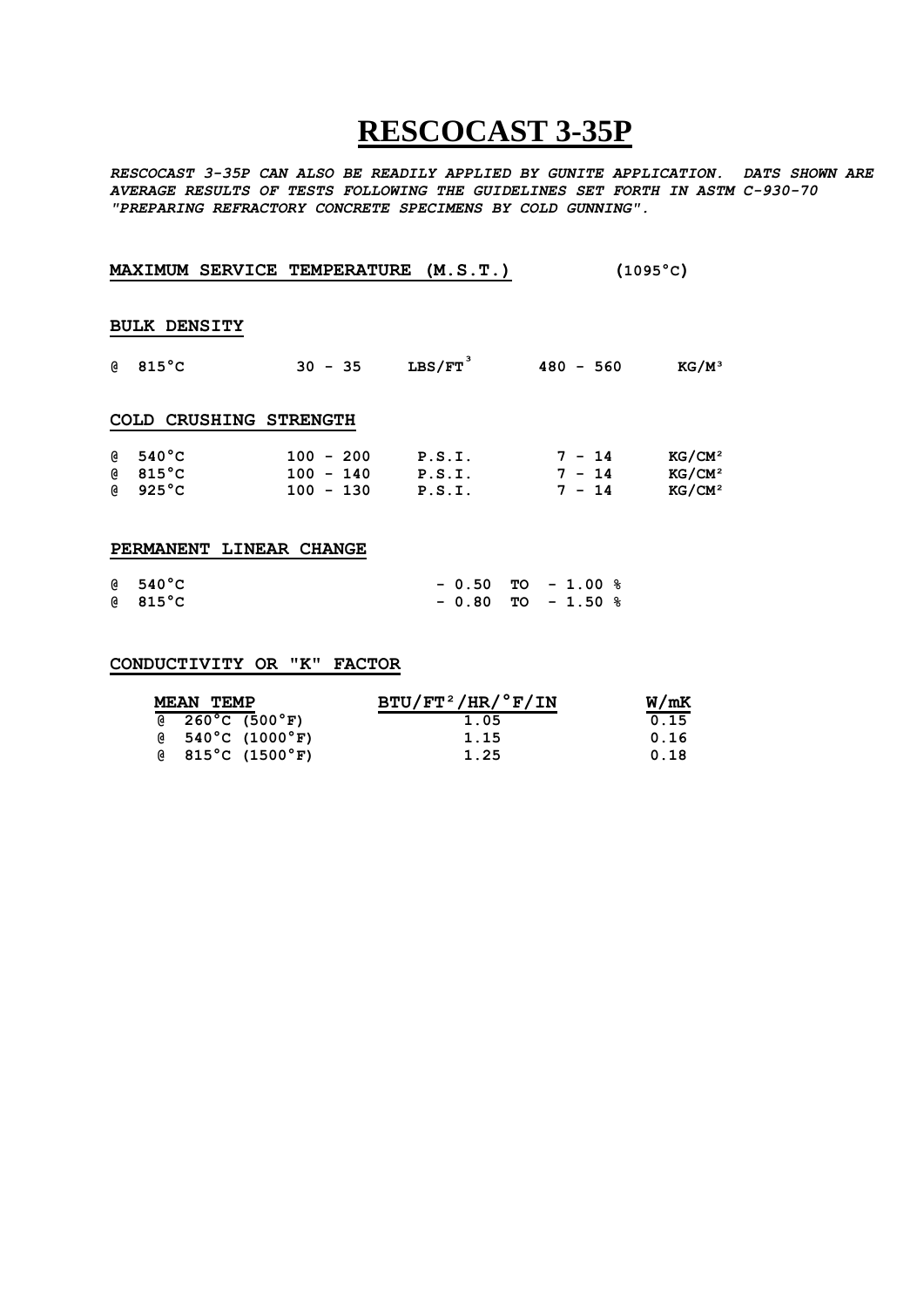# RESCOCAST 3-35P

***RESCOCAST 3-35P CAN ALSO BE READILY APPLIED BY GUNITE APPLICATION. DATS SHOWN ARE AVERAGE RESULTS OF TESTS FOLLOWING THE GUIDELINES SET FORTH IN ASTM C-930-70 "PREPARING REFRACTORY CONCRETE SPECIMENS BY COLD GUNNING".***

**MAXIMUM SERVICE TEMPERATURE (M.S.T.)** (1095°C)

**BULK DENSITY**

| | | | | |
|---|---|---|---|---|
| @ 815°C | 30 - 35 | $LBS/FT^3$ | 480 - 560 | $KG/M^3$ |

**COLD CRUSHING STRENGTH**

| | | | | |
|---|---|---|---|---|
| @ 540°C | 100 - 200 | P.S.I. | 7 - 14 | $KG/CM^2$ |
| @ 815°C | 100 - 140 | P.S.I. | 7 - 14 | $KG/CM^2$ |
| @ 925°C | 100 - 130 | P.S.I. | 7 - 14 | $KG/CM^2$ |

**PERMANENT LINEAR CHANGE**

| | |
|---|---|
| @ 540°C | - 0.50 TO - 1.00 % |
| @ 815°C | - 0.80 TO - 1.50 % |

**CONDUCTIVITY OR "K" FACTOR**

| MEAN TEMP | $BTU/FT^2/HR/°F/IN$ | W/mK |
|---|---|---|
| @ 260°C (500°F) | 1.05 | 0.15 |
| @ 540°C (1000°F) | 1.15 | 0.16 |
| @ 815°C (1500°F) | 1.25 | 0.18 |